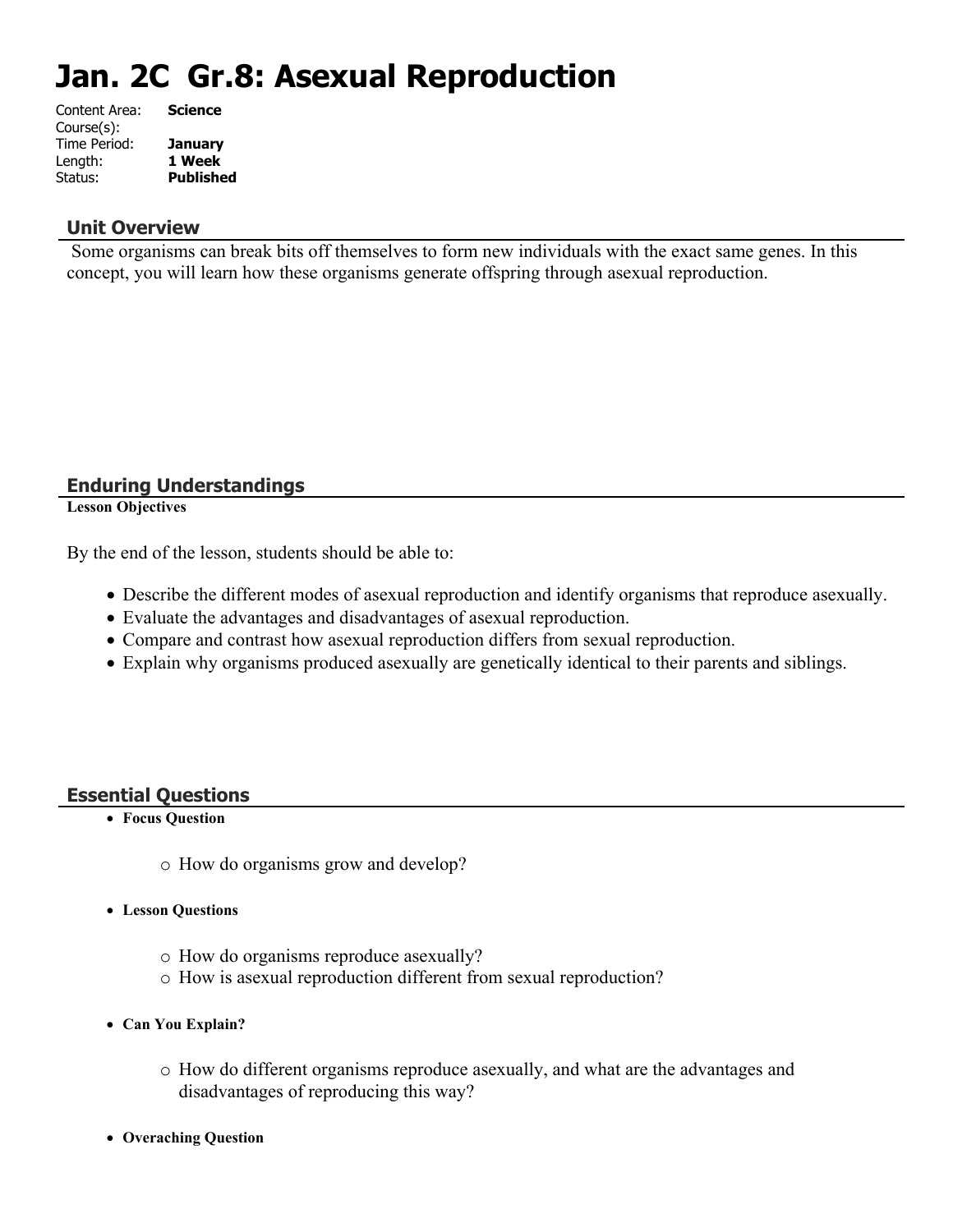# Jan. 2C Gr.8: Asexual Reproduction

Content Area: **Science**
Course(s):
Time Period: **January**
Length: **1 Week**
Status: **Published**

## Unit Overview

Some organisms can break bits off themselves to form new individuals with the exact same genes. In this concept, you will learn how these organisms generate offspring through asexual reproduction.

## Enduring Understandings

**Lesson Objectives**

By the end of the lesson, students should be able to:

- Describe the different modes of asexual reproduction and identify organisms that reproduce asexually.
- Evaluate the advantages and disadvantages of asexual reproduction.
- Compare and contrast how asexual reproduction differs from sexual reproduction.
- Explain why organisms produced asexually are genetically identical to their parents and siblings.

## Essential Questions

- **Focus Question**
    - How do organisms grow and develop?
- **Lesson Questions**
    - How do organisms reproduce asexually?
    - How is asexual reproduction different from sexual reproduction?
- **Can You Explain?**
    - How do different organisms reproduce asexually, and what are the advantages and disadvantages of reproducing this way?
- **Overaching Question**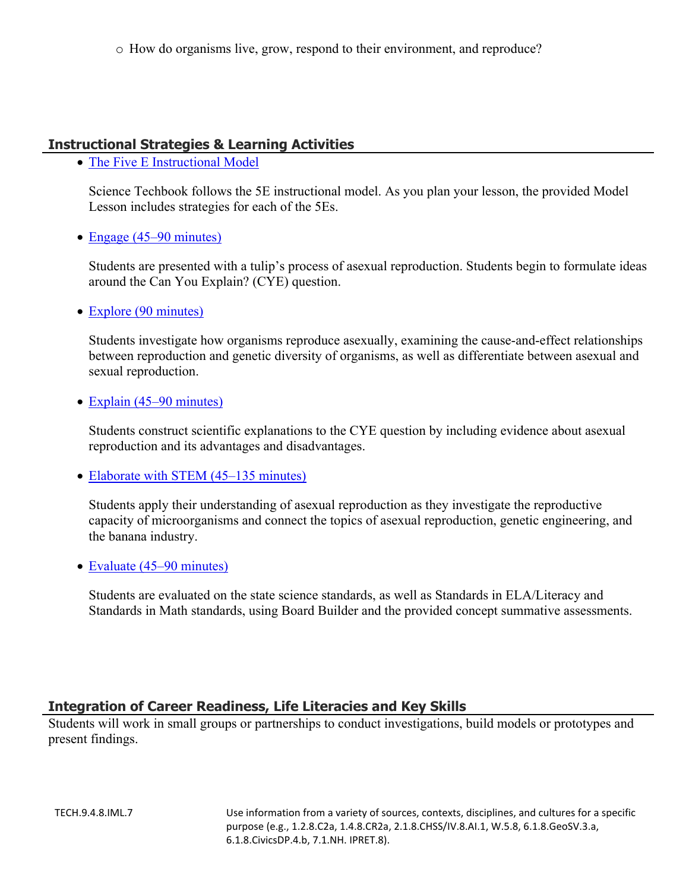- How do organisms live, grow, respond to their environment, and reproduce?

## Instructional Strategies & Learning Activities

- The Five E Instructional Model

  Science Techbook follows the 5E instructional model. As you plan your lesson, the provided Model Lesson includes strategies for each of the 5Es.

- Engage (45–90 minutes)

  Students are presented with a tulip's process of asexual reproduction. Students begin to formulate ideas around the Can You Explain? (CYE) question.

- Explore (90 minutes)

  Students investigate how organisms reproduce asexually, examining the cause-and-effect relationships between reproduction and genetic diversity of organisms, as well as differentiate between asexual and sexual reproduction.

- Explain (45–90 minutes)

  Students construct scientific explanations to the CYE question by including evidence about asexual reproduction and its advantages and disadvantages.

- Elaborate with STEM (45–135 minutes)

  Students apply their understanding of asexual reproduction as they investigate the reproductive capacity of microorganisms and connect the topics of asexual reproduction, genetic engineering, and the banana industry.

- Evaluate (45–90 minutes)

  Students are evaluated on the state science standards, as well as Standards in ELA/Literacy and Standards in Math standards, using Board Builder and the provided concept summative assessments.

## Integration of Career Readiness, Life Literacies and Key Skills

Students will work in small groups or partnerships to conduct investigations, build models or prototypes and present findings.

| | |
|---|---|
| TECH.9.4.8.IML.7 | Use information from a variety of sources, contexts, disciplines, and cultures for a specific purpose (e.g., 1.2.8.C2a, 1.4.8.CR2a, 2.1.8.CHSS/IV.8.AI.1, W.5.8, 6.1.8.GeoSV.3.a, 6.1.8.CivicsDP.4.b, 7.1.NH. IPRET.8). |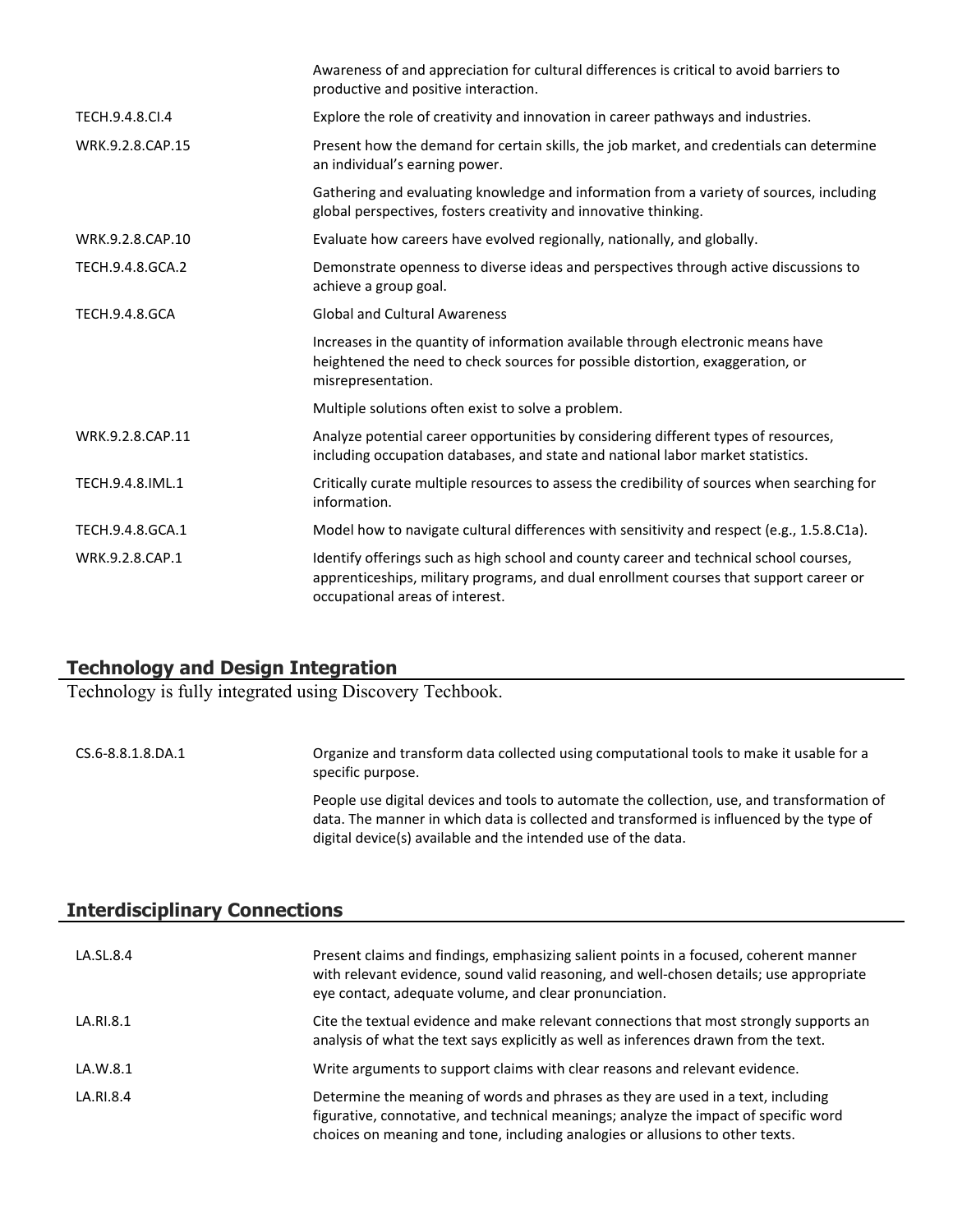| | |
|---|---|
| | Awareness of and appreciation for cultural differences is critical to avoid barriers to productive and positive interaction. |
| TECH.9.4.8.CI.4 | Explore the role of creativity and innovation in career pathways and industries. |
| WRK.9.2.8.CAP.15 | Present how the demand for certain skills, the job market, and credentials can determine an individual's earning power. |
| | Gathering and evaluating knowledge and information from a variety of sources, including global perspectives, fosters creativity and innovative thinking. |
| WRK.9.2.8.CAP.10 | Evaluate how careers have evolved regionally, nationally, and globally. |
| TECH.9.4.8.GCA.2 | Demonstrate openness to diverse ideas and perspectives through active discussions to achieve a group goal. |
| TECH.9.4.8.GCA | Global and Cultural Awareness |
| | Increases in the quantity of information available through electronic means have heightened the need to check sources for possible distortion, exaggeration, or misrepresentation. |
| | Multiple solutions often exist to solve a problem. |
| WRK.9.2.8.CAP.11 | Analyze potential career opportunities by considering different types of resources, including occupation databases, and state and national labor market statistics. |
| TECH.9.4.8.IML.1 | Critically curate multiple resources to assess the credibility of sources when searching for information. |
| TECH.9.4.8.GCA.1 | Model how to navigate cultural differences with sensitivity and respect (e.g., 1.5.8.C1a). |
| WRK.9.2.8.CAP.1 | Identify offerings such as high school and county career and technical school courses, apprenticeships, military programs, and dual enrollment courses that support career or occupational areas of interest. |

## Technology and Design Integration

Technology is fully integrated using Discovery Techbook.

| | |
|---|---|
| CS.6-8.8.1.8.DA.1 | Organize and transform data collected using computational tools to make it usable for a specific purpose. |
| | People use digital devices and tools to automate the collection, use, and transformation of data. The manner in which data is collected and transformed is influenced by the type of digital device(s) available and the intended use of the data. |

## Interdisciplinary Connections

| | |
|---|---|
| LA.SL.8.4 | Present claims and findings, emphasizing salient points in a focused, coherent manner with relevant evidence, sound valid reasoning, and well-chosen details; use appropriate eye contact, adequate volume, and clear pronunciation. |
| LA.RI.8.1 | Cite the textual evidence and make relevant connections that most strongly supports an analysis of what the text says explicitly as well as inferences drawn from the text. |
| LA.W.8.1 | Write arguments to support claims with clear reasons and relevant evidence. |
| LA.RI.8.4 | Determine the meaning of words and phrases as they are used in a text, including figurative, connotative, and technical meanings; analyze the impact of specific word choices on meaning and tone, including analogies or allusions to other texts. |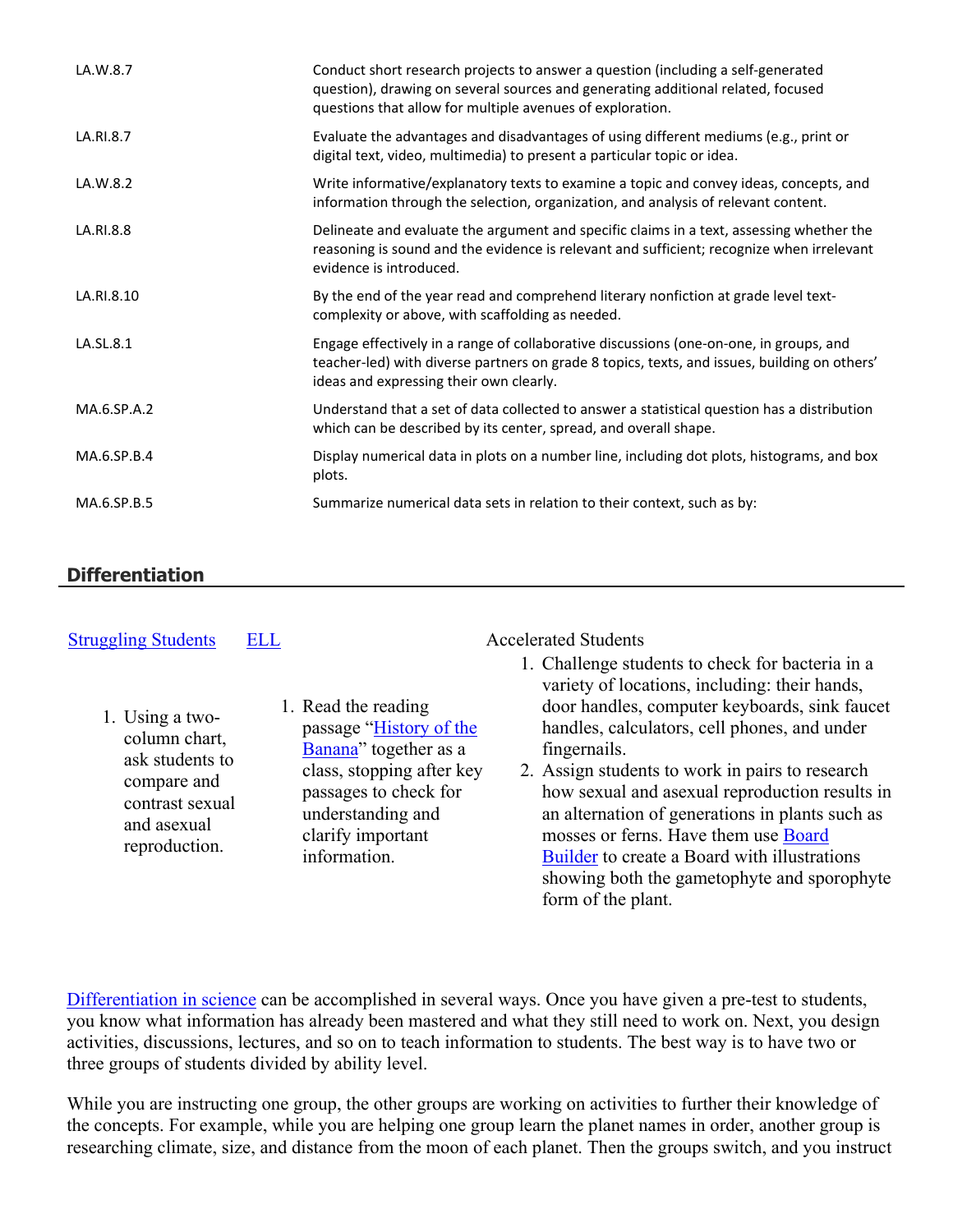| | |
|---|---|
| LA.W.8.7 | Conduct short research projects to answer a question (including a self-generated question), drawing on several sources and generating additional related, focused questions that allow for multiple avenues of exploration. |
| LA.RI.8.7 | Evaluate the advantages and disadvantages of using different mediums (e.g., print or digital text, video, multimedia) to present a particular topic or idea. |
| LA.W.8.2 | Write informative/explanatory texts to examine a topic and convey ideas, concepts, and information through the selection, organization, and analysis of relevant content. |
| LA.RI.8.8 | Delineate and evaluate the argument and specific claims in a text, assessing whether the reasoning is sound and the evidence is relevant and sufficient; recognize when irrelevant evidence is introduced. |
| LA.RI.8.10 | By the end of the year read and comprehend literary nonfiction at grade level text-complexity or above, with scaffolding as needed. |
| LA.SL.8.1 | Engage effectively in a range of collaborative discussions (one-on-one, in groups, and teacher-led) with diverse partners on grade 8 topics, texts, and issues, building on others' ideas and expressing their own clearly. |
| MA.6.SP.A.2 | Understand that a set of data collected to answer a statistical question has a distribution which can be described by its center, spread, and overall shape. |
| MA.6.SP.B.4 | Display numerical data in plots on a number line, including dot plots, histograms, and box plots. |
| MA.6.SP.B.5 | Summarize numerical data sets in relation to their context, such as by: |

## Differentiation

**Struggling Students**

1. Using a two-column chart, ask students to compare and contrast sexual and asexual reproduction.

**ELL**

1. Read the reading passage "History of the Banana" together as a class, stopping after key passages to check for understanding and clarify important information.

**Accelerated Students**

1. Challenge students to check for bacteria in a variety of locations, including: their hands, door handles, computer keyboards, sink faucet handles, calculators, cell phones, and under fingernails.
2. Assign students to work in pairs to research how sexual and asexual reproduction results in an alternation of generations in plants such as mosses or ferns. Have them use Board Builder to create a Board with illustrations showing both the gametophyte and sporophyte form of the plant.

Differentiation in science can be accomplished in several ways. Once you have given a pre-test to students, you know what information has already been mastered and what they still need to work on. Next, you design activities, discussions, lectures, and so on to teach information to students. The best way is to have two or three groups of students divided by ability level.

While you are instructing one group, the other groups are working on activities to further their knowledge of the concepts. For example, while you are helping one group learn the planet names in order, another group is researching climate, size, and distance from the moon of each planet. Then the groups switch, and you instruct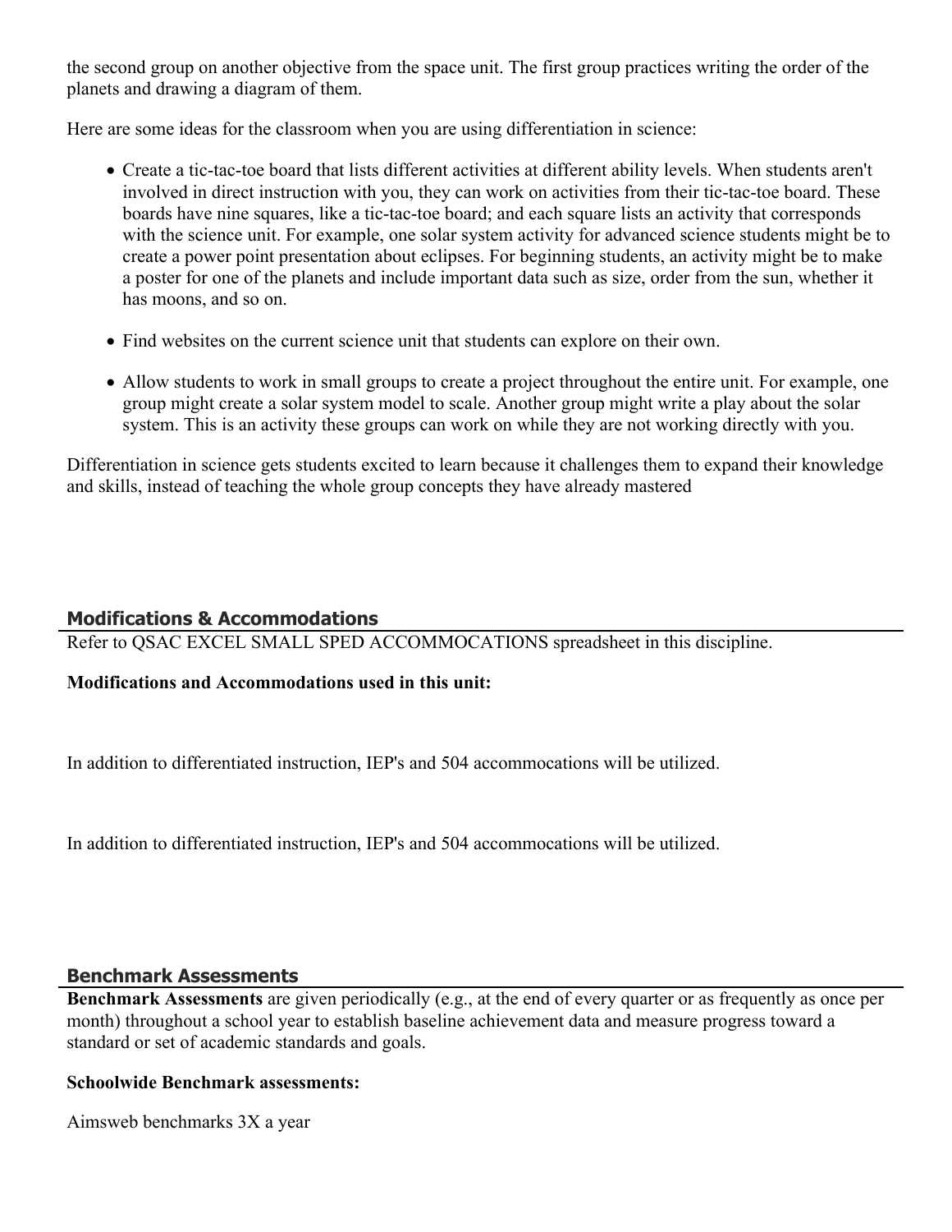the second group on another objective from the space unit. The first group practices writing the order of the planets and drawing a diagram of them.

Here are some ideas for the classroom when you are using differentiation in science:

- Create a tic-tac-toe board that lists different activities at different ability levels. When students aren't involved in direct instruction with you, they can work on activities from their tic-tac-toe board. These boards have nine squares, like a tic-tac-toe board; and each square lists an activity that corresponds with the science unit. For example, one solar system activity for advanced science students might be to create a power point presentation about eclipses. For beginning students, an activity might be to make a poster for one of the planets and include important data such as size, order from the sun, whether it has moons, and so on.

- Find websites on the current science unit that students can explore on their own.

- Allow students to work in small groups to create a project throughout the entire unit. For example, one group might create a solar system model to scale. Another group might write a play about the solar system. This is an activity these groups can work on while they are not working directly with you.

Differentiation in science gets students excited to learn because it challenges them to expand their knowledge and skills, instead of teaching the whole group concepts they have already mastered

## Modifications & Accommodations

Refer to QSAC EXCEL SMALL SPED ACCOMMOCATIONS spreadsheet in this discipline.

**Modifications and Accommodations used in this unit:**

In addition to differentiated instruction, IEP's and 504 accommocations will be utilized.

In addition to differentiated instruction, IEP's and 504 accommocations will be utilized.

## Benchmark Assessments

**Benchmark Assessments** are given periodically (e.g., at the end of every quarter or as frequently as once per month) throughout a school year to establish baseline achievement data and measure progress toward a standard or set of academic standards and goals.

**Schoolwide Benchmark assessments:**

Aimsweb benchmarks 3X a year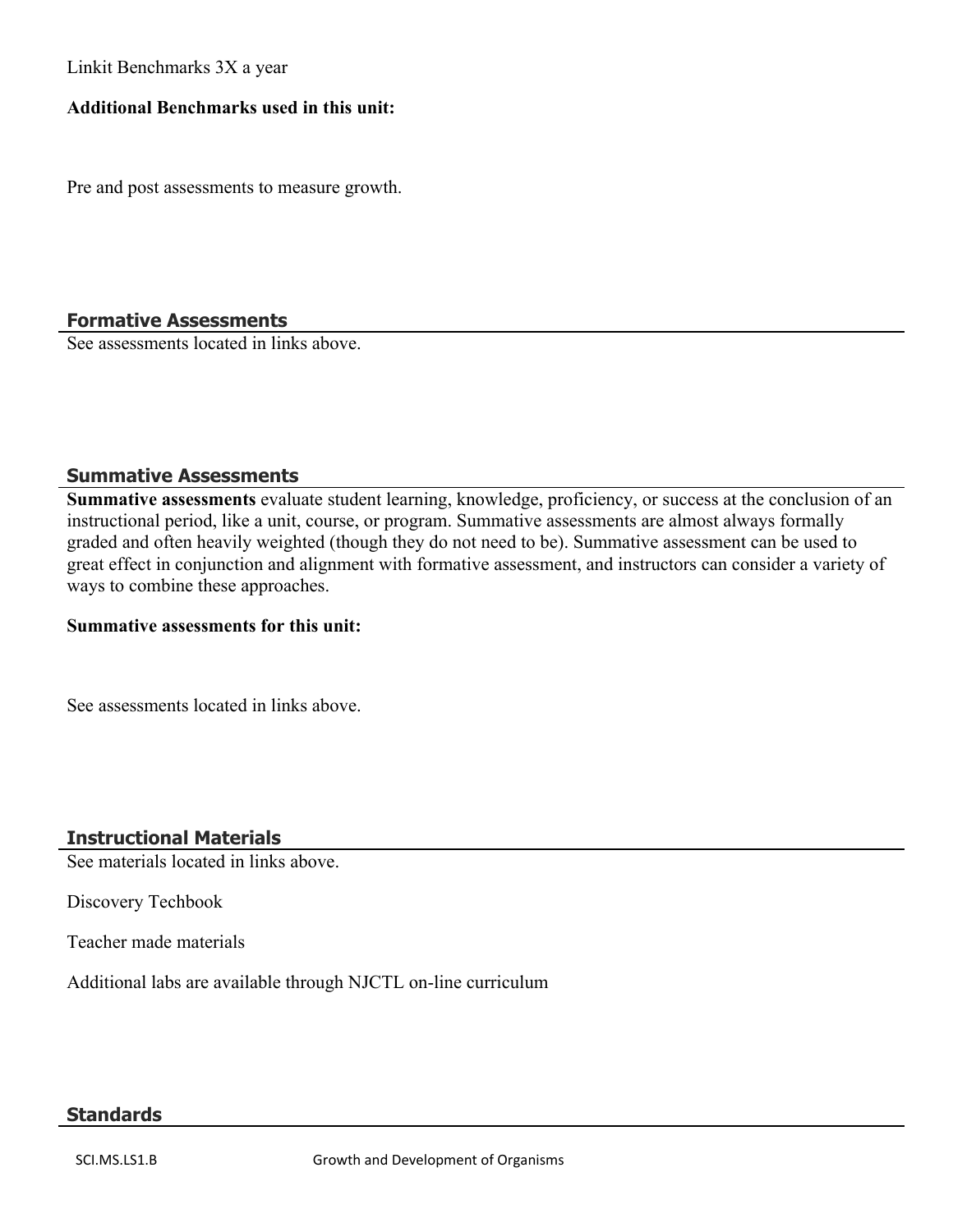Linkit Benchmarks 3X a year

**Additional Benchmarks used in this unit:**

Pre and post assessments to measure growth.

## Formative Assessments

See assessments located in links above.

## Summative Assessments

**Summative assessments** evaluate student learning, knowledge, proficiency, or success at the conclusion of an instructional period, like a unit, course, or program. Summative assessments are almost always formally graded and often heavily weighted (though they do not need to be). Summative assessment can be used to great effect in conjunction and alignment with formative assessment, and instructors can consider a variety of ways to combine these approaches.

**Summative assessments for this unit:**

See assessments located in links above.

## Instructional Materials

See materials located in links above.

Discovery Techbook

Teacher made materials

Additional labs are available through NJCTL on-line curriculum

## Standards

| | |
|---|---|
| SCI.MS.LS1.B | Growth and Development of Organisms |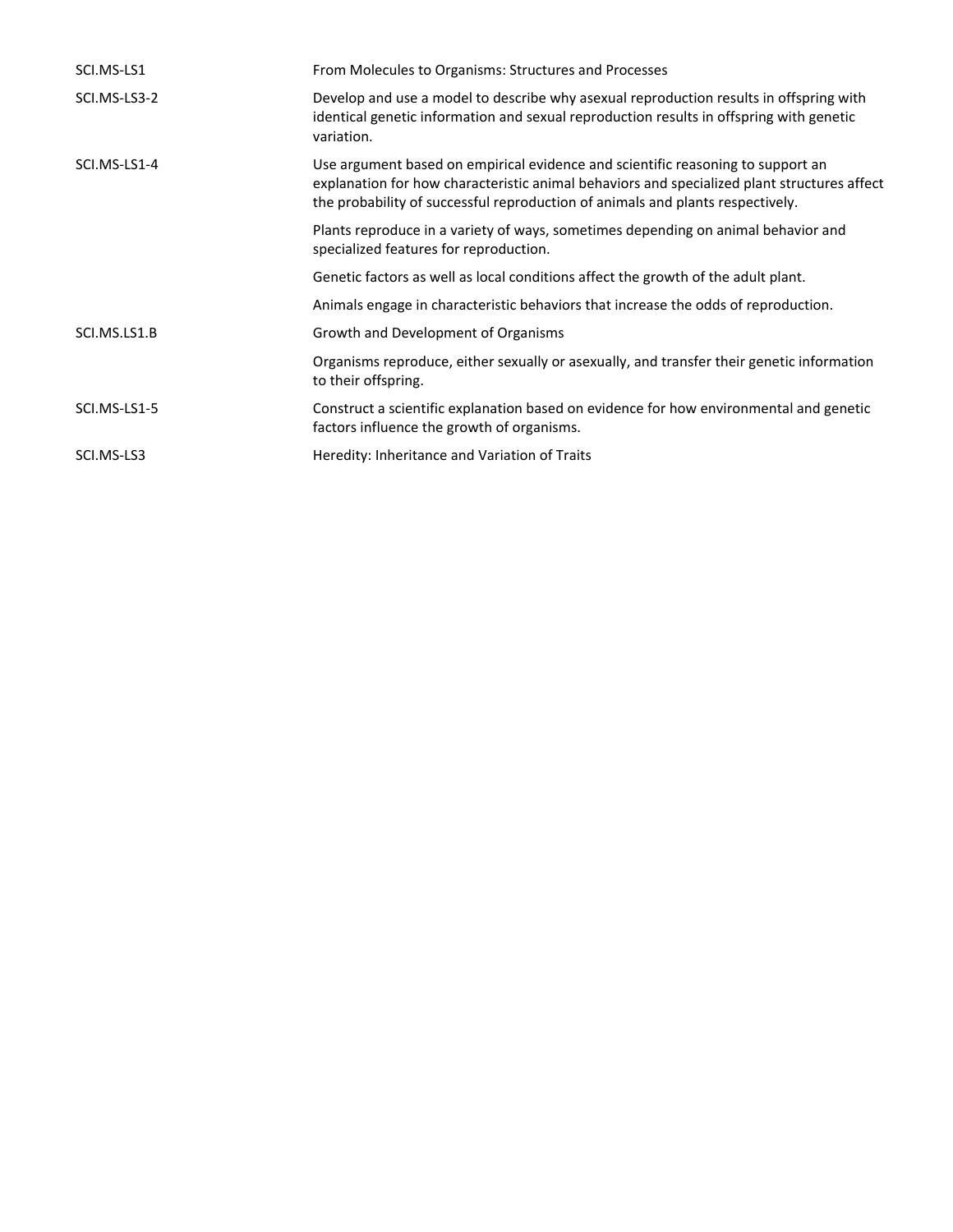| | |
|---|---|
| SCI.MS-LS1 | From Molecules to Organisms: Structures and Processes |
| SCI.MS-LS3-2 | Develop and use a model to describe why asexual reproduction results in offspring with identical genetic information and sexual reproduction results in offspring with genetic variation. |
| SCI.MS-LS1-4 | Use argument based on empirical evidence and scientific reasoning to support an explanation for how characteristic animal behaviors and specialized plant structures affect the probability of successful reproduction of animals and plants respectively. |
| | Plants reproduce in a variety of ways, sometimes depending on animal behavior and specialized features for reproduction. |
| | Genetic factors as well as local conditions affect the growth of the adult plant. |
| | Animals engage in characteristic behaviors that increase the odds of reproduction. |
| SCI.MS.LS1.B | Growth and Development of Organisms |
| | Organisms reproduce, either sexually or asexually, and transfer their genetic information to their offspring. |
| SCI.MS-LS1-5 | Construct a scientific explanation based on evidence for how environmental and genetic factors influence the growth of organisms. |
| SCI.MS-LS3 | Heredity: Inheritance and Variation of Traits |